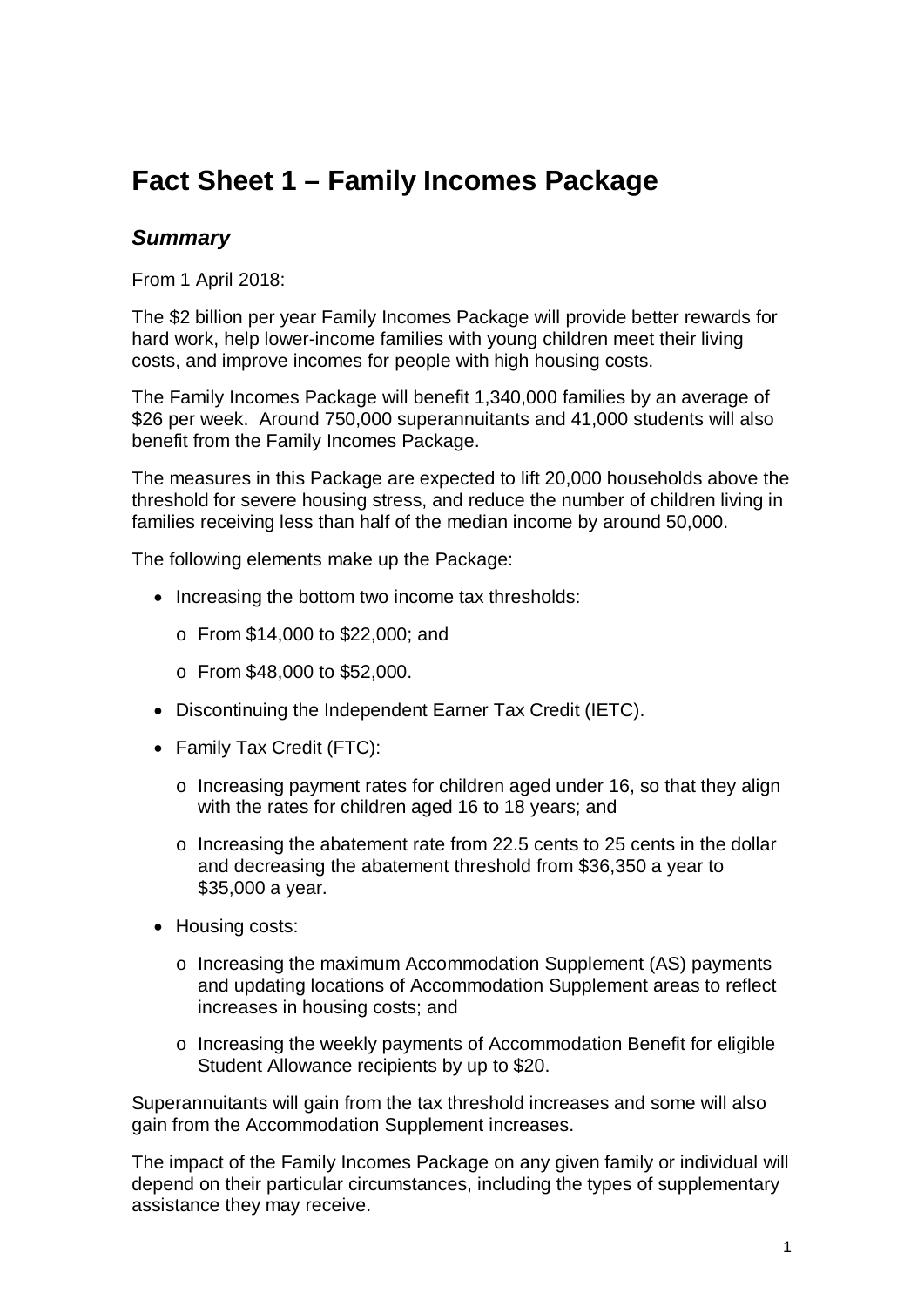# Fact Sheet 1 – Family Incomes Package

## *Summary*

From 1 April 2018:

The $2 billion per year Family Incomes Package will provide better rewards for hard work, help lower-income families with young children meet their living costs, and improve incomes for people with high housing costs.

The Family Incomes Package will benefit 1,340,000 families by an average of $26 per week. Around 750,000 superannuitants and 41,000 students will also benefit from the Family Incomes Package.

The measures in this Package are expected to lift 20,000 households above the threshold for severe housing stress, and reduce the number of children living in families receiving less than half of the median income by around 50,000.

The following elements make up the Package:

- Increasing the bottom two income tax thresholds:
  - From $14,000 to $22,000; and
  - From $48,000 to $52,000.
- Discontinuing the Independent Earner Tax Credit (IETC).
- Family Tax Credit (FTC):
  - Increasing payment rates for children aged under 16, so that they align with the rates for children aged 16 to 18 years; and
  - Increasing the abatement rate from 22.5 cents to 25 cents in the dollar and decreasing the abatement threshold from $36,350 a year to $35,000 a year.
- Housing costs:
  - Increasing the maximum Accommodation Supplement (AS) payments and updating locations of Accommodation Supplement areas to reflect increases in housing costs; and
  - Increasing the weekly payments of Accommodation Benefit for eligible Student Allowance recipients by up to $20.

Superannuitants will gain from the tax threshold increases and some will also gain from the Accommodation Supplement increases.

The impact of the Family Incomes Package on any given family or individual will depend on their particular circumstances, including the types of supplementary assistance they may receive.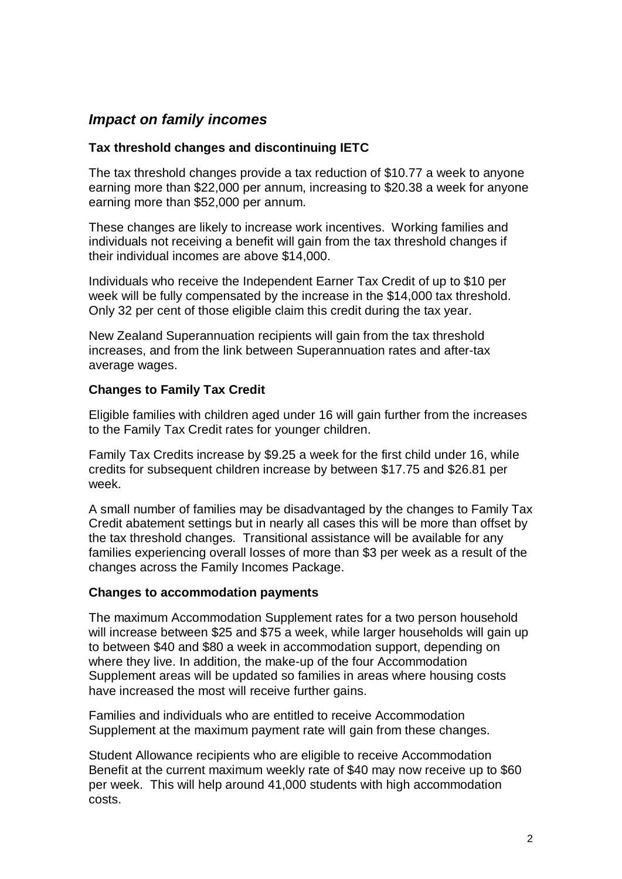## *Impact on family incomes*

### Tax threshold changes and discontinuing IETC

The tax threshold changes provide a tax reduction of $10.77 a week to anyone earning more than $22,000 per annum, increasing to $20.38 a week for anyone earning more than $52,000 per annum.

These changes are likely to increase work incentives. Working families and individuals not receiving a benefit will gain from the tax threshold changes if their individual incomes are above $14,000.

Individuals who receive the Independent Earner Tax Credit of up to $10 per week will be fully compensated by the increase in the $14,000 tax threshold. Only 32 per cent of those eligible claim this credit during the tax year.

New Zealand Superannuation recipients will gain from the tax threshold increases, and from the link between Superannuation rates and after-tax average wages.

### Changes to Family Tax Credit

Eligible families with children aged under 16 will gain further from the increases to the Family Tax Credit rates for younger children.

Family Tax Credits increase by $9.25 a week for the first child under 16, while credits for subsequent children increase by between $17.75 and $26.81 per week.

A small number of families may be disadvantaged by the changes to Family Tax Credit abatement settings but in nearly all cases this will be more than offset by the tax threshold changes. Transitional assistance will be available for any families experiencing overall losses of more than $3 per week as a result of the changes across the Family Incomes Package.

### Changes to accommodation payments

The maximum Accommodation Supplement rates for a two person household will increase between $25 and $75 a week, while larger households will gain up to between $40 and $80 a week in accommodation support, depending on where they live. In addition, the make-up of the four Accommodation Supplement areas will be updated so families in areas where housing costs have increased the most will receive further gains.

Families and individuals who are entitled to receive Accommodation Supplement at the maximum payment rate will gain from these changes.

Student Allowance recipients who are eligible to receive Accommodation Benefit at the current maximum weekly rate of $40 may now receive up to $60 per week. This will help around 41,000 students with high accommodation costs.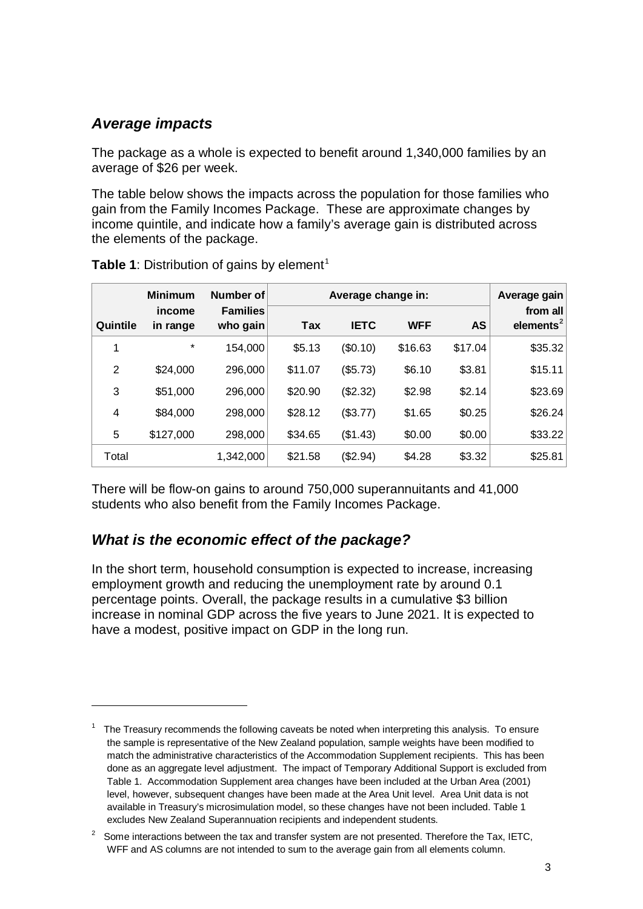## *Average impacts*

The package as a whole is expected to benefit around 1,340,000 families by an average of $26 per week.

The table below shows the impacts across the population for those families who gain from the Family Incomes Package. These are approximate changes by income quintile, and indicate how a family's average gain is distributed across the elements of the package.

**Table 1**: Distribution of gains by element[1]

| Quintile | Minimum income in range | Number of Families who gain | Average change in: | | | | Average gain from all elements[2] |
|---|---|---|---|---|---|---|---|
| | | | Tax | IETC | WFF | AS | |
| 1 | * | 154,000 | $5.13 | ($0.10) | $16.63 | $17.04 | $35.32 |
| 2 | $24,000 | 296,000 | $11.07 | ($5.73) | $6.10 | $3.81 | $15.11 |
| 3 | $51,000 | 296,000 | $20.90 | ($2.32) | $2.98 | $2.14 | $23.69 |
| 4 | $84,000 | 298,000 | $28.12 | ($3.77) | $1.65 | $0.25 | $26.24 |
| 5 | $127,000 | 298,000 | $34.65 | ($1.43) | $0.00 | $0.00 | $33.22 |
| Total | | 1,342,000 | $21.58 | ($2.94) | $4.28 | $3.32 | $25.81 |

There will be flow-on gains to around 750,000 superannuitants and 41,000 students who also benefit from the Family Incomes Package.

## *What is the economic effect of the package?*

In the short term, household consumption is expected to increase, increasing employment growth and reducing the unemployment rate by around 0.1 percentage points. Overall, the package results in a cumulative $3 billion increase in nominal GDP across the five years to June 2021. It is expected to have a modest, positive impact on GDP in the long run.

---

[1] The Treasury recommends the following caveats be noted when interpreting this analysis. To ensure the sample is representative of the New Zealand population, sample weights have been modified to match the administrative characteristics of the Accommodation Supplement recipients. This has been done as an aggregate level adjustment. The impact of Temporary Additional Support is excluded from Table 1. Accommodation Supplement area changes have been included at the Urban Area (2001) level, however, subsequent changes have been made at the Area Unit level. Area Unit data is not available in Treasury's microsimulation model, so these changes have not been included. Table 1 excludes New Zealand Superannuation recipients and independent students.

[2] Some interactions between the tax and transfer system are not presented. Therefore the Tax, IETC, WFF and AS columns are not intended to sum to the average gain from all elements column.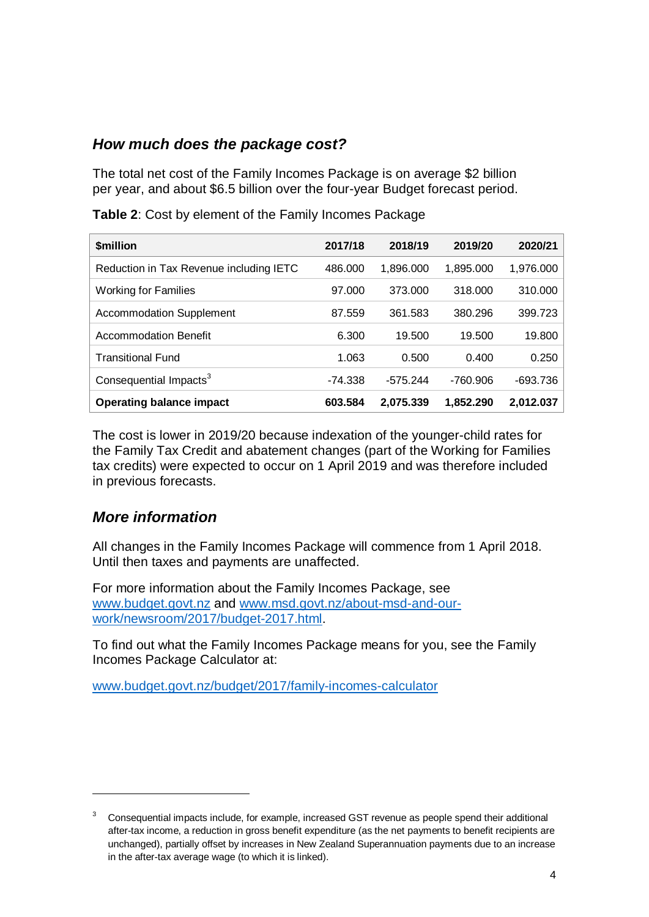### *How much does the package cost?*

The total net cost of the Family Incomes Package is on average $2 billion per year, and about $6.5 billion over the four-year Budget forecast period.

**Table 2**: Cost by element of the Family Incomes Package

| **$million** | **2017/18** | **2018/19** | **2019/20** | **2020/21** |
|---|---|---|---|---|
| Reduction in Tax Revenue including IETC | 486.000 | 1,896.000 | 1,895.000 | 1,976.000 |
| Working for Families | 97.000 | 373.000 | 318.000 | 310.000 |
| Accommodation Supplement | 87.559 | 361.583 | 380.296 | 399.723 |
| Accommodation Benefit | 6.300 | 19.500 | 19.500 | 19.800 |
| Transitional Fund | 1.063 | 0.500 | 0.400 | 0.250 |
| Consequential Impacts[3] | -74.338 | -575.244 | -760.906 | -693.736 |
| **Operating balance impact** | **603.584** | **2,075.339** | **1,852.290** | **2,012.037** |

The cost is lower in 2019/20 because indexation of the younger-child rates for the Family Tax Credit and abatement changes (part of the Working for Families tax credits) were expected to occur on 1 April 2019 and was therefore included in previous forecasts.

### *More information*

All changes in the Family Incomes Package will commence from 1 April 2018. Until then taxes and payments are unaffected.

For more information about the Family Incomes Package, see www.budget.govt.nz and www.msd.govt.nz/about-msd-and-our-work/newsroom/2017/budget-2017.html.

To find out what the Family Incomes Package means for you, see the Family Incomes Package Calculator at:

www.budget.govt.nz/budget/2017/family-incomes-calculator

[3] Consequential impacts include, for example, increased GST revenue as people spend their additional after-tax income, a reduction in gross benefit expenditure (as the net payments to benefit recipients are unchanged), partially offset by increases in New Zealand Superannuation payments due to an increase in the after-tax average wage (to which it is linked).